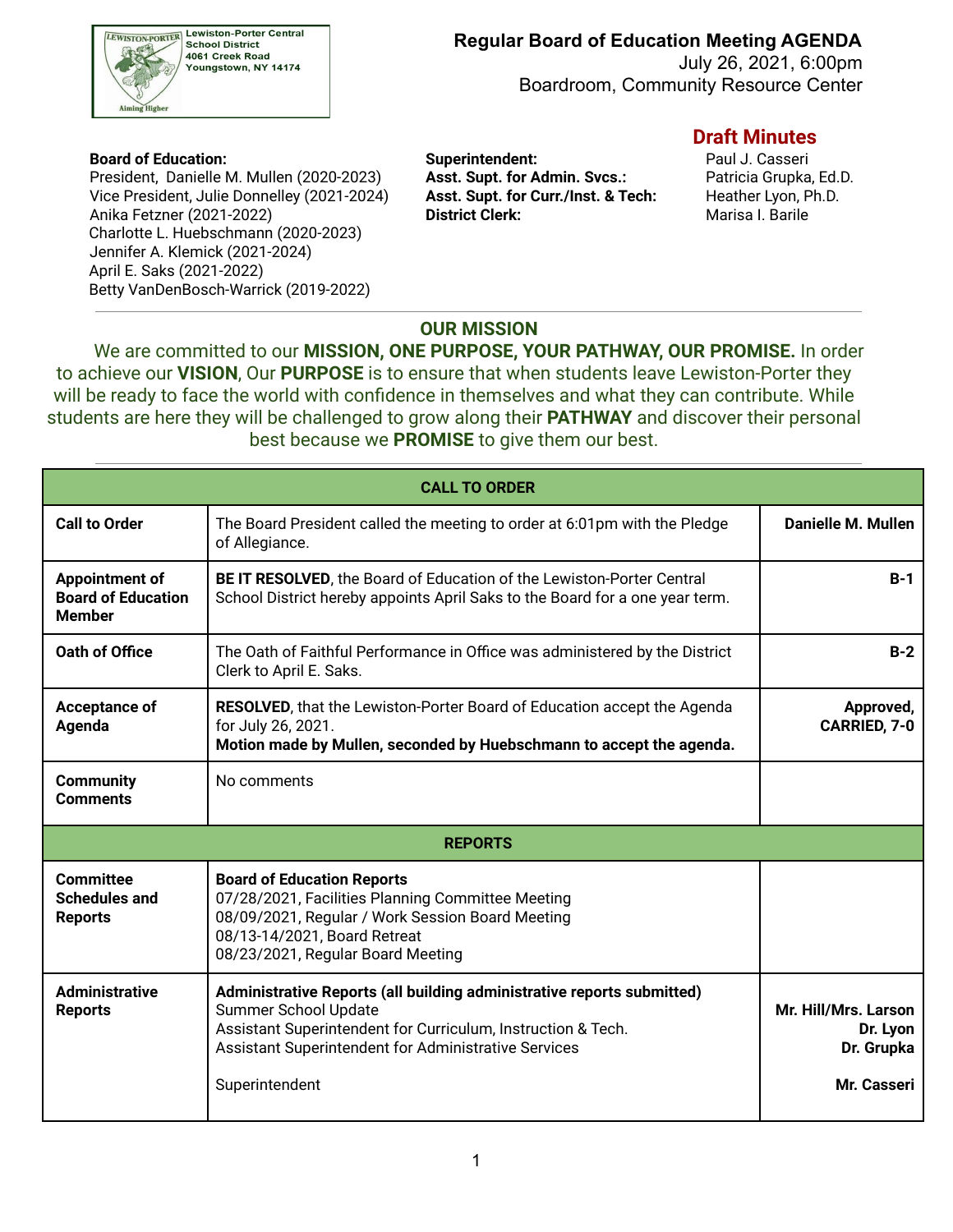Lewiston-Porter Central School District
4061 Creek Road
Youngstown, NY 14174

# Regular Board of Education Meeting AGENDA

July 26, 2021, 6:00pm
Boardroom, Community Resource Center

## Draft Minutes

**Board of Education:**
President, Danielle M. Mullen (2020-2023)
Vice President, Julie Donnelley (2021-2024)
Anika Fetzner (2021-2022)
Charlotte L. Huebschmann (2020-2023)
Jennifer A. Klemick (2021-2024)
April E. Saks (2021-2022)
Betty VanDenBosch-Warrick (2019-2022)

**Superintendent:** Paul J. Casseri
**Asst. Supt. for Admin. Svcs.:** Patricia Grupka, Ed.D.
**Asst. Supt. for Curr./Inst. & Tech:** Heather Lyon, Ph.D.
**District Clerk:** Marisa I. Barile

---

### OUR MISSION

We are committed to our **MISSION, ONE PURPOSE, YOUR PATHWAY, OUR PROMISE.** In order to achieve our **VISION**, Our **PURPOSE** is to ensure that when students leave Lewiston-Porter they will be ready to face the world with confidence in themselves and what they can contribute. While students are here they will be challenged to grow along their **PATHWAY** and discover their personal best because we **PROMISE** to give them our best.

---

| **CALL TO ORDER** | | |
|---|---|---|
| **Call to Order** | The Board President called the meeting to order at 6:01pm with the Pledge of Allegiance. | **Danielle M. Mullen** |
| **Appointment of Board of Education Member** | **BE IT RESOLVED**, the Board of Education of the Lewiston-Porter Central School District hereby appoints April Saks to the Board for a one year term. | **B-1** |
| **Oath of Office** | The Oath of Faithful Performance in Office was administered by the District Clerk to April E. Saks. | **B-2** |
| **Acceptance of Agenda** | **RESOLVED**, that the Lewiston-Porter Board of Education accept the Agenda for July 26, 2021. **Motion made by Mullen, seconded by Huebschmann to accept the agenda.** | **Approved, CARRIED, 7-0** |
| **Community Comments** | No comments | |
| **REPORTS** | | |
| **Committee Schedules and Reports** | **Board of Education Reports**<br>07/28/2021, Facilities Planning Committee Meeting<br>08/09/2021, Regular / Work Session Board Meeting<br>08/13-14/2021, Board Retreat<br>08/23/2021, Regular Board Meeting | |
| **Administrative Reports** | **Administrative Reports (all building administrative reports submitted)**<br>Summer School Update<br>Assistant Superintendent for Curriculum, Instruction & Tech.<br>Assistant Superintendent for Administrative Services<br><br>Superintendent | **Mr. Hill/Mrs. Larson**<br>**Dr. Lyon**<br>**Dr. Grupka**<br><br>**Mr. Casseri** |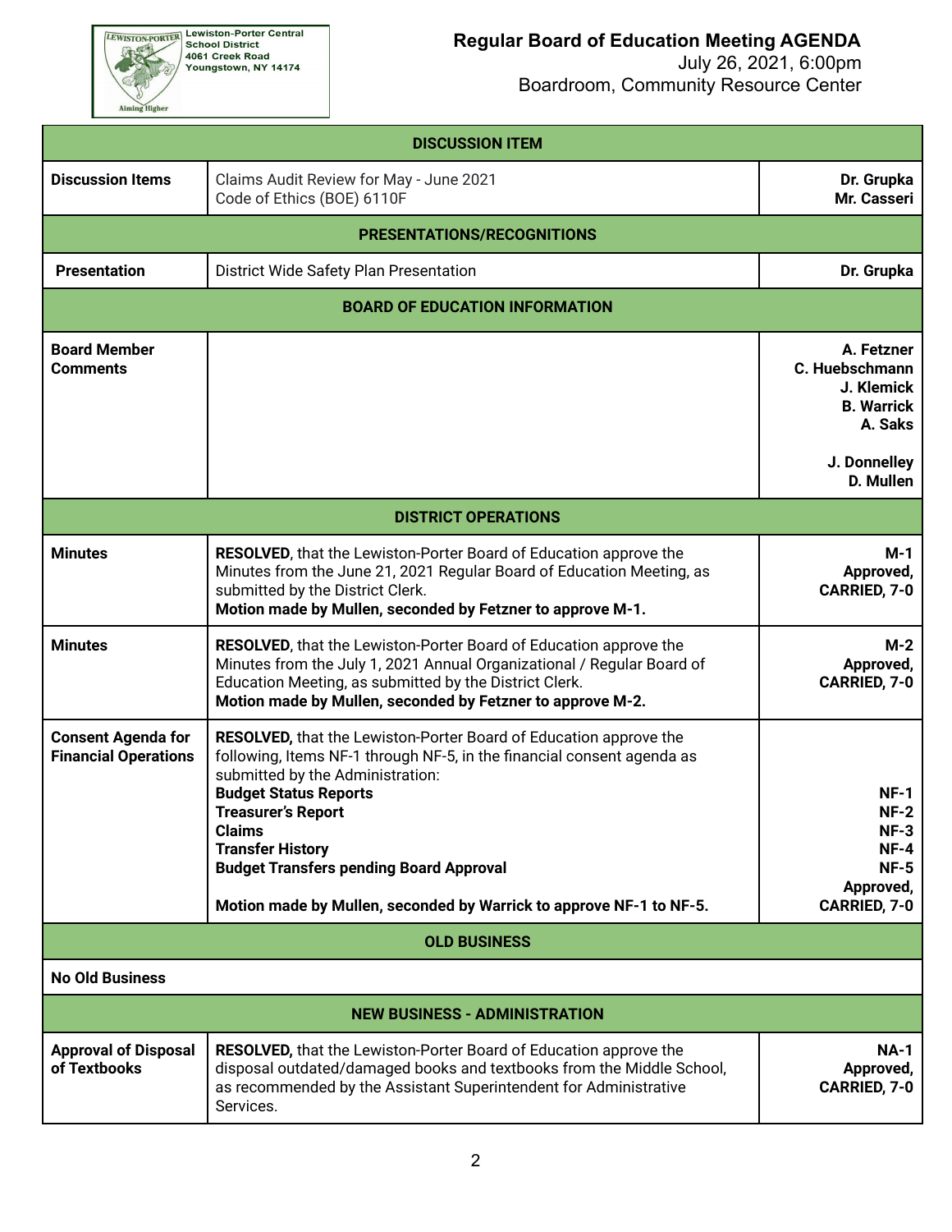Lewiston-Porter Central School District
4061 Creek Road
Youngstown, NY 14174

# Regular Board of Education Meeting AGENDA

July 26, 2021, 6:00pm
Boardroom, Community Resource Center

| **DISCUSSION ITEM** | | |
|---|---|---|
| **Discussion Items** | Claims Audit Review for May - June 2021<br>Code of Ethics (BOE) 6110F | **Dr. Grupka**<br>**Mr. Casseri** |
| **PRESENTATIONS/RECOGNITIONS** | | |
| **Presentation** | District Wide Safety Plan Presentation | **Dr. Grupka** |
| **BOARD OF EDUCATION INFORMATION** | | |
| **Board Member Comments** | | **A. Fetzner**<br>**C. Huebschmann**<br>**J. Klemick**<br>**B. Warrick**<br>**A. Saks**<br><br>**J. Donnelley**<br>**D. Mullen** |
| **DISTRICT OPERATIONS** | | |
| **Minutes** | **RESOLVED**, that the Lewiston-Porter Board of Education approve the Minutes from the June 21, 2021 Regular Board of Education Meeting, as submitted by the District Clerk.<br>**Motion made by Mullen, seconded by Fetzner to approve M-1.** | **M-1**<br>**Approved, CARRIED, 7-0** |
| **Minutes** | **RESOLVED**, that the Lewiston-Porter Board of Education approve the Minutes from the July 1, 2021 Annual Organizational / Regular Board of Education Meeting, as submitted by the District Clerk.<br>**Motion made by Mullen, seconded by Fetzner to approve M-2.** | **M-2**<br>**Approved, CARRIED, 7-0** |
| **Consent Agenda for Financial Operations** | **RESOLVED,** that the Lewiston-Porter Board of Education approve the following, Items NF-1 through NF-5, in the financial consent agenda as submitted by the Administration:<br>**Budget Status Reports**<br>**Treasurer's Report**<br>**Claims**<br>**Transfer History**<br>**Budget Transfers pending Board Approval**<br><br>**Motion made by Mullen, seconded by Warrick to approve NF-1 to NF-5.** | **NF-1**<br>**NF-2**<br>**NF-3**<br>**NF-4**<br>**NF-5**<br>**Approved, CARRIED, 7-0** |
| **OLD BUSINESS** | | |
| **No Old Business** | | |
| **NEW BUSINESS - ADMINISTRATION** | | |
| **Approval of Disposal of Textbooks** | **RESOLVED,** that the Lewiston-Porter Board of Education approve the disposal outdated/damaged books and textbooks from the Middle School, as recommended by the Assistant Superintendent for Administrative Services. | **NA-1**<br>**Approved, CARRIED, 7-0** |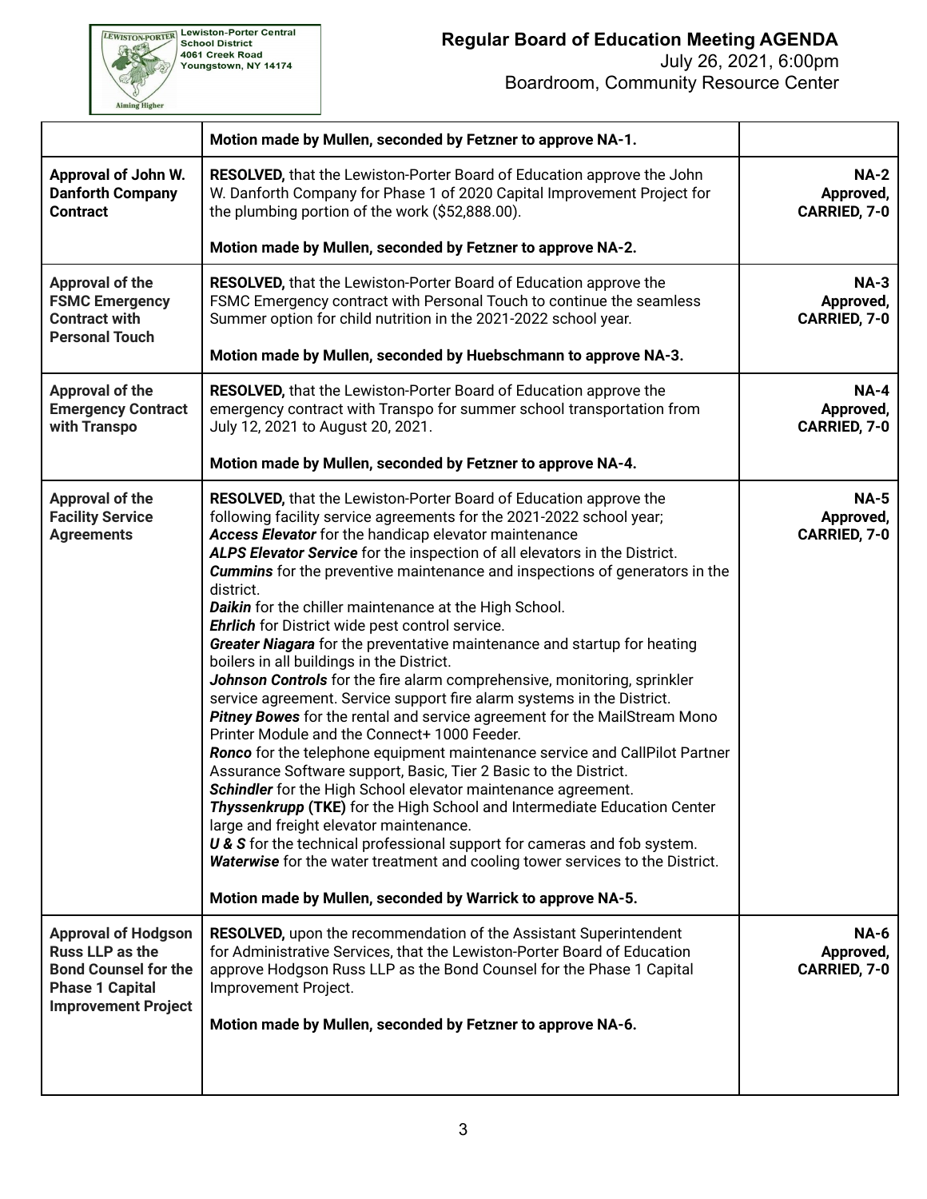| | | |
|---|---|---|
| | **Motion made by Mullen, seconded by Fetzner to approve NA-1.** | |
| **Approval of John W. Danforth Company Contract** | **RESOLVED,** that the Lewiston-Porter Board of Education approve the John W. Danforth Company for Phase 1 of 2020 Capital Improvement Project for the plumbing portion of the work ($52,888.00).<br><br>**Motion made by Mullen, seconded by Fetzner to approve NA-2.** | **NA-2 Approved, CARRIED, 7-0** |
| **Approval of the FSMC Emergency Contract with Personal Touch** | **RESOLVED,** that the Lewiston-Porter Board of Education approve the FSMC Emergency contract with Personal Touch to continue the seamless Summer option for child nutrition in the 2021-2022 school year.<br><br>**Motion made by Mullen, seconded by Huebschmann to approve NA-3.** | **NA-3 Approved, CARRIED, 7-0** |
| **Approval of the Emergency Contract with Transpo** | **RESOLVED,** that the Lewiston-Porter Board of Education approve the emergency contract with Transpo for summer school transportation from July 12, 2021 to August 20, 2021.<br><br>**Motion made by Mullen, seconded by Fetzner to approve NA-4.** | **NA-4 Approved, CARRIED, 7-0** |
| **Approval of the Facility Service Agreements** | **RESOLVED,** that the Lewiston-Porter Board of Education approve the following facility service agreements for the 2021-2022 school year;<br>***Access Elevator*** for the handicap elevator maintenance<br>***ALPS Elevator Service*** for the inspection of all elevators in the District.<br>***Cummins*** for the preventive maintenance and inspections of generators in the district.<br>***Daikin*** for the chiller maintenance at the High School.<br>***Ehrlich*** for District wide pest control service.<br>***Greater Niagara*** for the preventative maintenance and startup for heating boilers in all buildings in the District.<br>***Johnson Controls*** for the fire alarm comprehensive, monitoring, sprinkler service agreement. Service support fire alarm systems in the District.<br>***Pitney Bowes*** for the rental and service agreement for the MailStream Mono Printer Module and the Connect+ 1000 Feeder.<br>***Ronco*** for the telephone equipment maintenance service and CallPilot Partner Assurance Software support, Basic, Tier 2 Basic to the District.<br>***Schindler*** for the High School elevator maintenance agreement.<br>***Thyssenkrupp* (TKE)** for the High School and Intermediate Education Center large and freight elevator maintenance.<br>***U & S*** for the technical professional support for cameras and fob system.<br>***Waterwise*** for the water treatment and cooling tower services to the District.<br><br>**Motion made by Mullen, seconded by Warrick to approve NA-5.** | **NA-5 Approved, CARRIED, 7-0** |
| **Approval of Hodgson Russ LLP as the Bond Counsel for the Phase 1 Capital Improvement Project** | **RESOLVED,** upon the recommendation of the Assistant Superintendent for Administrative Services, that the Lewiston-Porter Board of Education approve Hodgson Russ LLP as the Bond Counsel for the Phase 1 Capital Improvement Project.<br><br>**Motion made by Mullen, seconded by Fetzner to approve NA-6.** | **NA-6 Approved, CARRIED, 7-0** |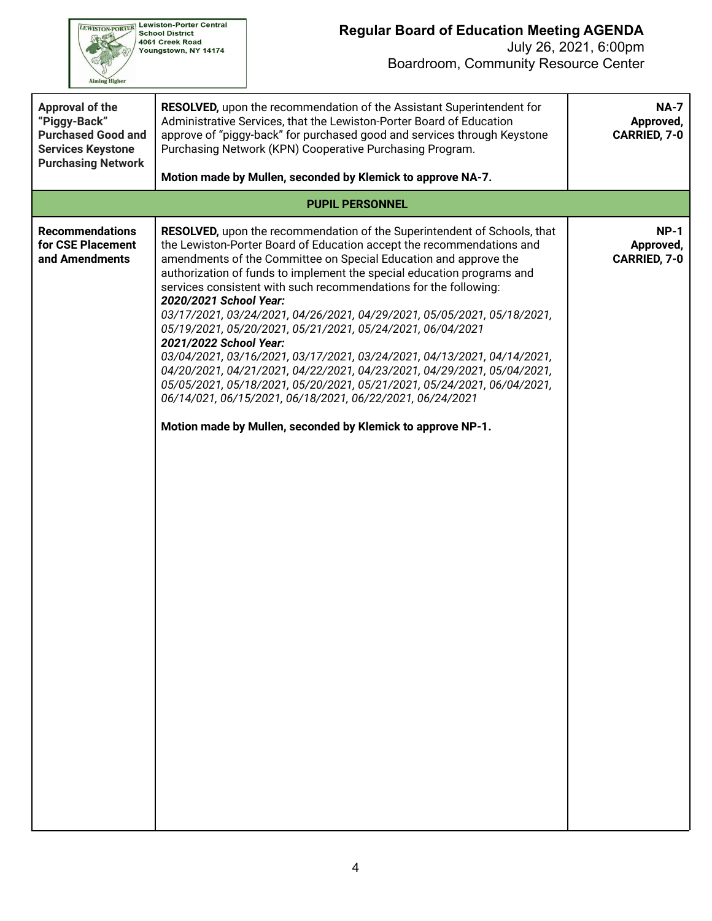| | | |
|---|---|---|
| **Approval of the "Piggy-Back" Purchased Good and Services Keystone Purchasing Network** | **RESOLVED,** upon the recommendation of the Assistant Superintendent for Administrative Services, that the Lewiston-Porter Board of Education approve of "piggy-back" for purchased good and services through Keystone Purchasing Network (KPN) Cooperative Purchasing Program.<br><br>**Motion made by Mullen, seconded by Klemick to approve NA-7.** | **NA-7 Approved, CARRIED, 7-0** |
| | **PUPIL PERSONNEL** | |
| **Recommendations for CSE Placement and Amendments** | **RESOLVED,** upon the recommendation of the Superintendent of Schools, that the Lewiston-Porter Board of Education accept the recommendations and amendments of the Committee on Special Education and approve the authorization of funds to implement the special education programs and services consistent with such recommendations for the following:<br>***2020/2021 School Year:***<br>*03/17/2021, 03/24/2021, 04/26/2021, 04/29/2021, 05/05/2021, 05/18/2021, 05/19/2021, 05/20/2021, 05/21/2021, 05/24/2021, 06/04/2021*<br>***2021/2022 School Year:***<br>*03/04/2021, 03/16/2021, 03/17/2021, 03/24/2021, 04/13/2021, 04/14/2021, 04/20/2021, 04/21/2021, 04/22/2021, 04/23/2021, 04/29/2021, 05/04/2021, 05/05/2021, 05/18/2021, 05/20/2021, 05/21/2021, 05/24/2021, 06/04/2021, 06/14/021, 06/15/2021, 06/18/2021, 06/22/2021, 06/24/2021*<br><br>**Motion made by Mullen, seconded by Klemick to approve NP-1.** | **NP-1 Approved, CARRIED, 7-0** |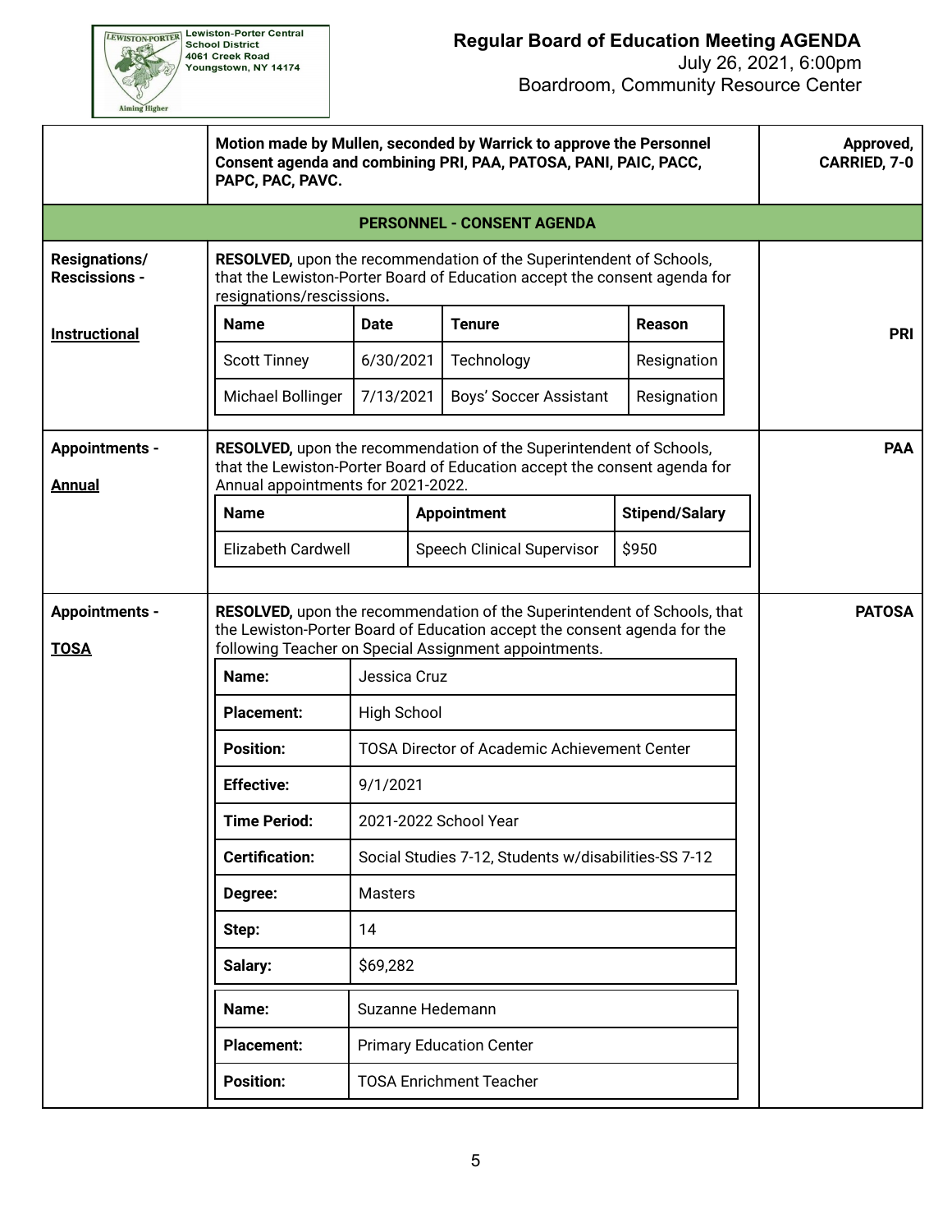**Regular Board of Education Meeting AGENDA**
July 26, 2021, 6:00pm
Boardroom, Community Resource Center

**Motion made by Mullen, seconded by Warrick to approve the Personnel Consent agenda and combining PRI, PAA, PATOSA, PANI, PAIC, PACC, PAPC, PAC, PAVC.** — **Approved, CARRIED, 7-0**

## PERSONNEL - CONSENT AGENDA

### Resignations/ Rescissions - Instructional (PRI)

**RESOLVED,** upon the recommendation of the Superintendent of Schools, that the Lewiston-Porter Board of Education accept the consent agenda for resignations/rescissions**.**

| Name | Date | Tenure | Reason |
|---|---|---|---|
| Scott Tinney | 6/30/2021 | Technology | Resignation |
| Michael Bollinger | 7/13/2021 | Boys' Soccer Assistant | Resignation |

### Appointments - Annual (PAA)

**RESOLVED,** upon the recommendation of the Superintendent of Schools, that the Lewiston-Porter Board of Education accept the consent agenda for Annual appointments for 2021-2022.

| Name | Appointment | Stipend/Salary |
|---|---|---|
| Elizabeth Cardwell | Speech Clinical Supervisor | $950 |

### Appointments - TOSA (PATOSA)

**RESOLVED,** upon the recommendation of the Superintendent of Schools, that the Lewiston-Porter Board of Education accept the consent agenda for the following Teacher on Special Assignment appointments.

| | |
|---|---|
| **Name:** | Jessica Cruz |
| **Placement:** | High School |
| **Position:** | TOSA Director of Academic Achievement Center |
| **Effective:** | 9/1/2021 |
| **Time Period:** | 2021-2022 School Year |
| **Certification:** | Social Studies 7-12, Students w/disabilities-SS 7-12 |
| **Degree:** | Masters |
| **Step:** | 14 |
| **Salary:** | $69,282 |

| | |
|---|---|
| **Name:** | Suzanne Hedemann |
| **Placement:** | Primary Education Center |
| **Position:** | TOSA Enrichment Teacher |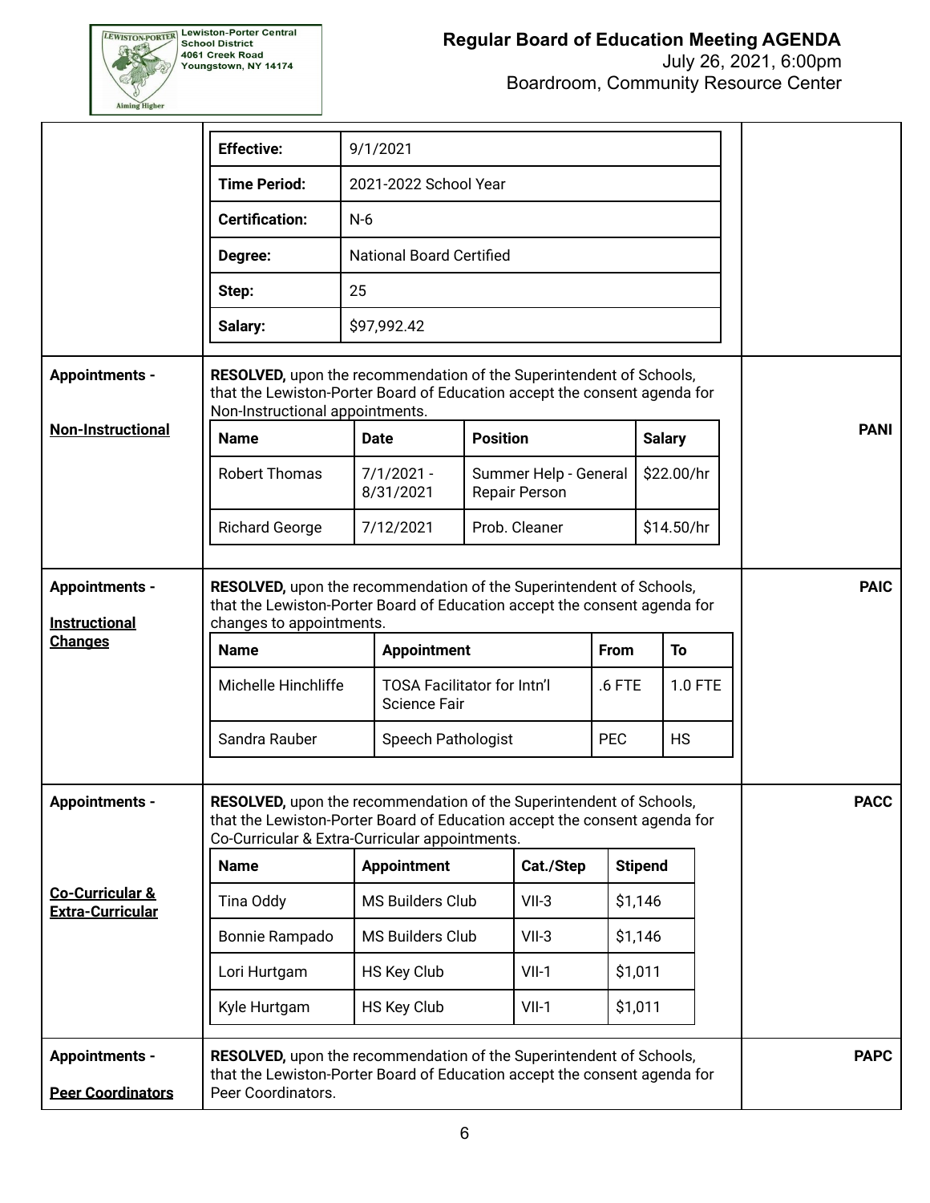| Effective: | 9/1/2021 |
| --- | --- |
| Time Period: | 2021-2022 School Year |
| Certification: | N-6 |
| Degree: | National Board Certified |
| Step: | 25 |
| Salary: | $97,992.42 |

**Appointments - Non-Instructional** — **PANI**

**RESOLVED,** upon the recommendation of the Superintendent of Schools, that the Lewiston-Porter Board of Education accept the consent agenda for Non-Instructional appointments.

| Name | Date | Position | Salary |
| --- | --- | --- | --- |
| Robert Thomas | 7/1/2021 - 8/31/2021 | Summer Help - General Repair Person | $22.00/hr |
| Richard George | 7/12/2021 | Prob. Cleaner | $14.50/hr |

**Appointments - Instructional Changes** — **PAIC**

**RESOLVED,** upon the recommendation of the Superintendent of Schools, that the Lewiston-Porter Board of Education accept the consent agenda for changes to appointments.

| Name | Appointment | From | To |
| --- | --- | --- | --- |
| Michelle Hinchliffe | TOSA Facilitator for Intn'l Science Fair | .6 FTE | 1.0 FTE |
| Sandra Rauber | Speech Pathologist | PEC | HS |

**Appointments - Co-Curricular & Extra-Curricular** — **PACC**

**RESOLVED,** upon the recommendation of the Superintendent of Schools, that the Lewiston-Porter Board of Education accept the consent agenda for Co-Curricular & Extra-Curricular appointments.

| Name | Appointment | Cat./Step | Stipend |
| --- | --- | --- | --- |
| Tina Oddy | MS Builders Club | VII-3 | $1,146 |
| Bonnie Rampado | MS Builders Club | VII-3 | $1,146 |
| Lori Hurtgam | HS Key Club | VII-1 | $1,011 |
| Kyle Hurtgam | HS Key Club | VII-1 | $1,011 |

**Appointments - Peer Coordinators** — **PAPC**

**RESOLVED,** upon the recommendation of the Superintendent of Schools, that the Lewiston-Porter Board of Education accept the consent agenda for Peer Coordinators.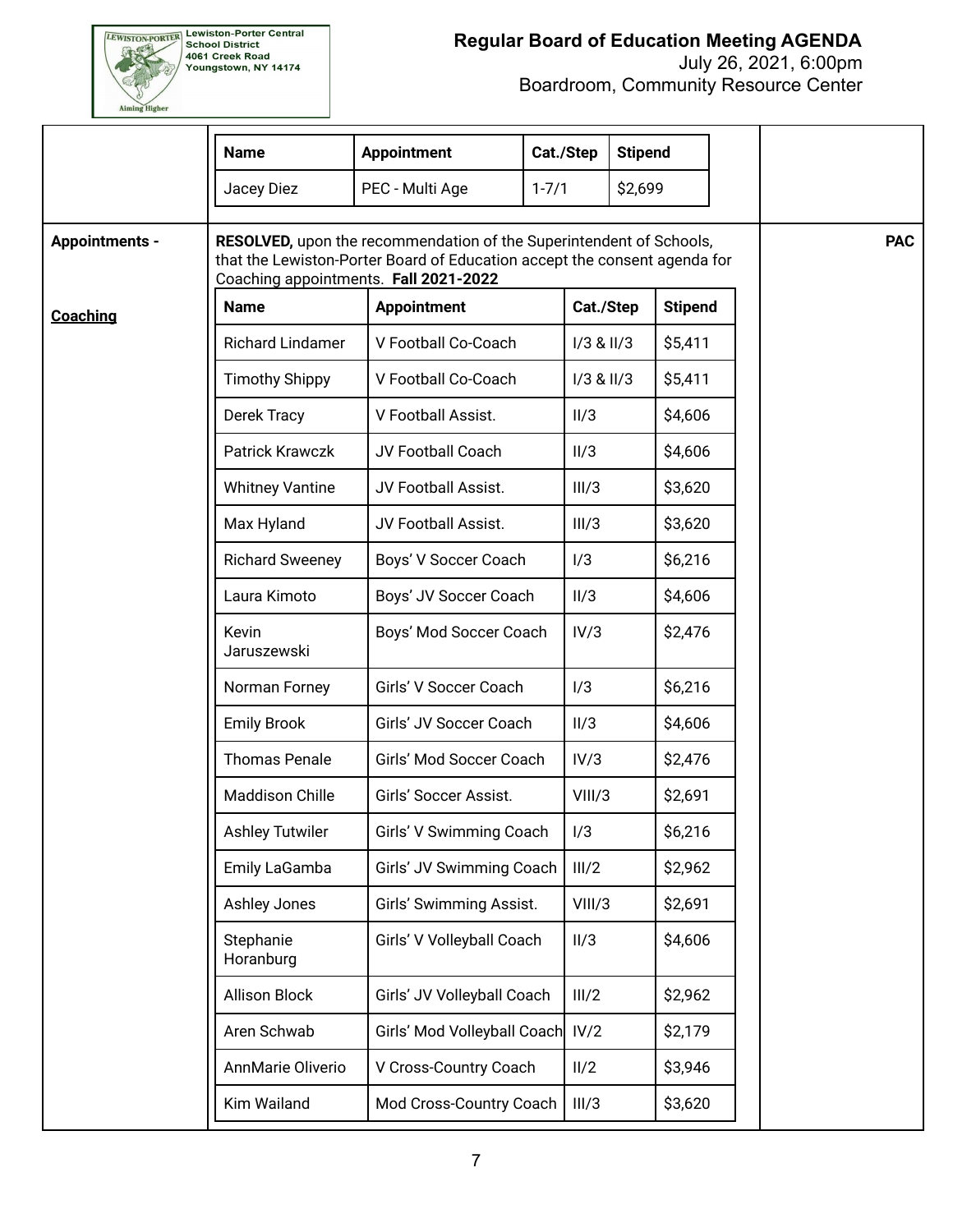| Name | Appointment | Cat./Step | Stipend |
|---|---|---|---|
| Jacey Diez | PEC - Multi Age | 1-7/1 | $2,699 |

**Appointments -**

**Coaching**

**PAC**

**RESOLVED,** upon the recommendation of the Superintendent of Schools, that the Lewiston-Porter Board of Education accept the consent agenda for Coaching appointments. **Fall 2021-2022**

| Name | Appointment | Cat./Step | Stipend |
|---|---|---|---|
| Richard Lindamer | V Football Co-Coach | I/3 & II/3 | $5,411 |
| Timothy Shippy | V Football Co-Coach | I/3 & II/3 | $5,411 |
| Derek Tracy | V Football Assist. | II/3 | $4,606 |
| Patrick Krawczk | JV Football Coach | II/3 | $4,606 |
| Whitney Vantine | JV Football Assist. | III/3 | $3,620 |
| Max Hyland | JV Football Assist. | III/3 | $3,620 |
| Richard Sweeney | Boys' V Soccer Coach | I/3 | $6,216 |
| Laura Kimoto | Boys' JV Soccer Coach | II/3 | $4,606 |
| Kevin Jaruszewski | Boys' Mod Soccer Coach | IV/3 | $2,476 |
| Norman Forney | Girls' V Soccer Coach | I/3 | $6,216 |
| Emily Brook | Girls' JV Soccer Coach | II/3 | $4,606 |
| Thomas Penale | Girls' Mod Soccer Coach | IV/3 | $2,476 |
| Maddison Chille | Girls' Soccer Assist. | VIII/3 | $2,691 |
| Ashley Tutwiler | Girls' V Swimming Coach | I/3 | $6,216 |
| Emily LaGamba | Girls' JV Swimming Coach | III/2 | $2,962 |
| Ashley Jones | Girls' Swimming Assist. | VIII/3 | $2,691 |
| Stephanie Horanburg | Girls' V Volleyball Coach | II/3 | $4,606 |
| Allison Block | Girls' JV Volleyball Coach | III/2 | $2,962 |
| Aren Schwab | Girls' Mod Volleyball Coach | IV/2 | $2,179 |
| AnnMarie Oliverio | V Cross-Country Coach | II/2 | $3,946 |
| Kim Wailand | Mod Cross-Country Coach | III/3 | $3,620 |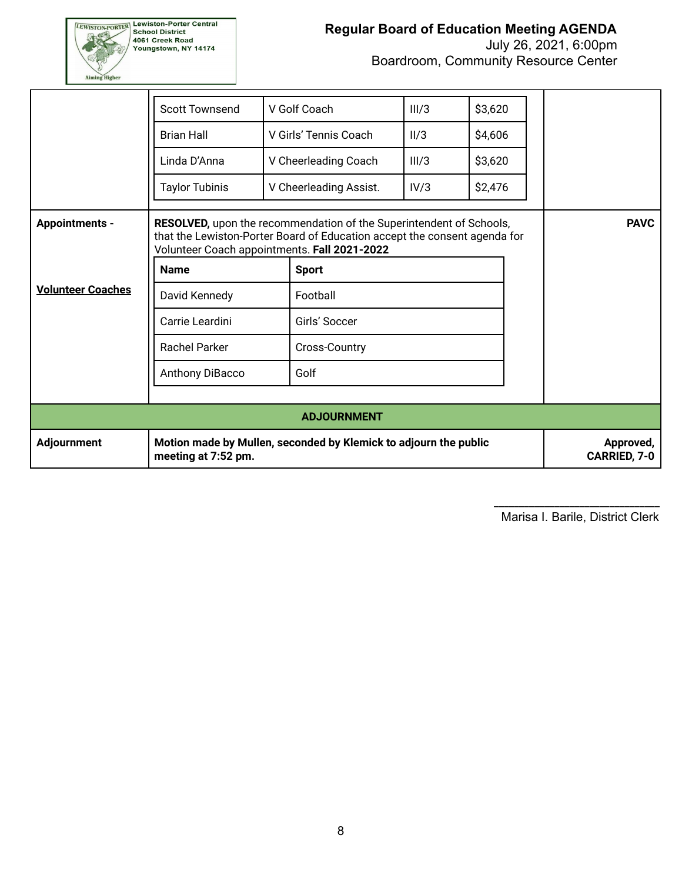| | | | |
|---|---|---|---|
| Scott Townsend | V Golf Coach | III/3 | $3,620 |
| Brian Hall | V Girls' Tennis Coach | II/3 | $4,606 |
| Linda D'Anna | V Cheerleading Coach | III/3 | $3,620 |
| Taylor Tubinis | V Cheerleading Assist. | IV/3 | $2,476 |

**Appointments -**

**Volunteer Coaches**

**RESOLVED,** upon the recommendation of the Superintendent of Schools, that the Lewiston-Porter Board of Education accept the consent agenda for Volunteer Coach appointments. **Fall 2021-2022**

**PAVC**

| **Name** | **Sport** |
|---|---|
| David Kennedy | Football |
| Carrie Leardini | Girls' Soccer |
| Rachel Parker | Cross-Country |
| Anthony DiBacco | Golf |

## ADJOURNMENT

| | | |
|---|---|---|
| **Adjournment** | **Motion made by Mullen, seconded by Klemick to adjourn the public meeting at 7:52 pm.** | **Approved, CARRIED, 7-0** |

___________________________

Marisa I. Barile, District Clerk